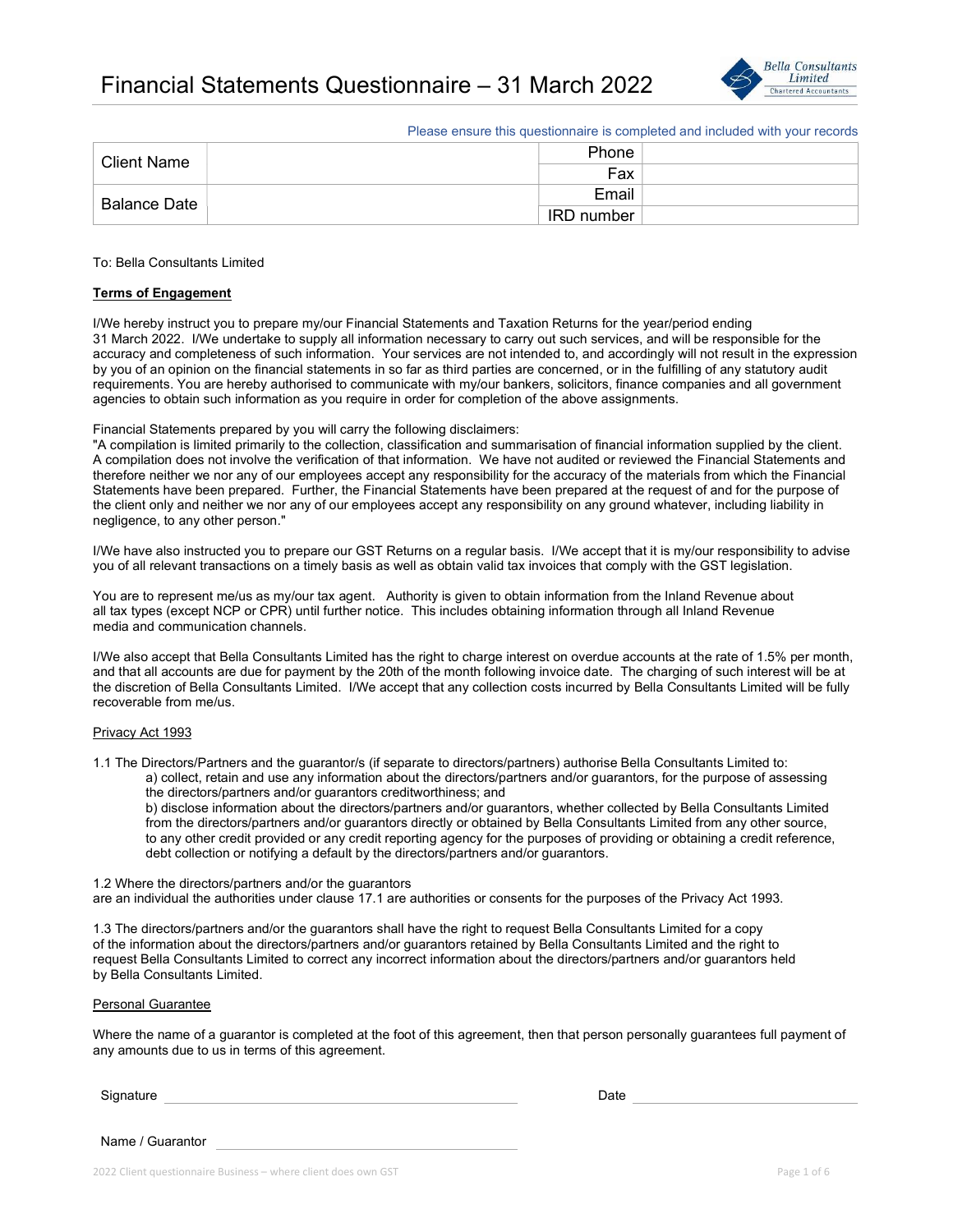# Financial Statements Questionnaire – 31 March 2022

Please ensure this questionnaire is completed and included with your records

| Client Name | | Phone | |
|---|---|---|---|
| | | Fax | |
| Balance Date | | Email | |
| | | IRD number | |

To: Bella Consultants Limited

**Terms of Engagement**

I/We hereby instruct you to prepare my/our Financial Statements and Taxation Returns for the year/period ending 31 March 2022. I/We undertake to supply all information necessary to carry out such services, and will be responsible for the accuracy and completeness of such information. Your services are not intended to, and accordingly will not result in the expression by you of an opinion on the financial statements in so far as third parties are concerned, or in the fulfilling of any statutory audit requirements. You are hereby authorised to communicate with my/our bankers, solicitors, finance companies and all government agencies to obtain such information as you require in order for completion of the above assignments.

Financial Statements prepared by you will carry the following disclaimers:
"A compilation is limited primarily to the collection, classification and summarisation of financial information supplied by the client. A compilation does not involve the verification of that information. We have not audited or reviewed the Financial Statements and therefore neither we nor any of our employees accept any responsibility for the accuracy of the materials from which the Financial Statements have been prepared. Further, the Financial Statements have been prepared at the request of and for the purpose of the client only and neither we nor any of our employees accept any responsibility on any ground whatever, including liability in negligence, to any other person."

I/We have also instructed you to prepare our GST Returns on a regular basis. I/We accept that it is my/our responsibility to advise you of all relevant transactions on a timely basis as well as obtain valid tax invoices that comply with the GST legislation.

You are to represent me/us as my/our tax agent. Authority is given to obtain information from the Inland Revenue about all tax types (except NCP or CPR) until further notice. This includes obtaining information through all Inland Revenue media and communication channels.

I/We also accept that Bella Consultants Limited has the right to charge interest on overdue accounts at the rate of 1.5% per month, and that all accounts are due for payment by the 20th of the month following invoice date. The charging of such interest will be at the discretion of Bella Consultants Limited. I/We accept that any collection costs incurred by Bella Consultants Limited will be fully recoverable from me/us.

Privacy Act 1993

1.1 The Directors/Partners and the guarantor/s (if separate to directors/partners) authorise Bella Consultants Limited to:

a) collect, retain and use any information about the directors/partners and/or guarantors, for the purpose of assessing the directors/partners and/or guarantors creditworthiness; and

b) disclose information about the directors/partners and/or guarantors, whether collected by Bella Consultants Limited from the directors/partners and/or guarantors directly or obtained by Bella Consultants Limited from any other source, to any other credit provided or any credit reporting agency for the purposes of providing or obtaining a credit reference, debt collection or notifying a default by the directors/partners and/or guarantors.

1.2 Where the directors/partners and/or the guarantors are an individual the authorities under clause 17.1 are authorities or consents for the purposes of the Privacy Act 1993.

1.3 The directors/partners and/or the guarantors shall have the right to request Bella Consultants Limited for a copy of the information about the directors/partners and/or guarantors retained by Bella Consultants Limited and the right to request Bella Consultants Limited to correct any incorrect information about the directors/partners and/or guarantors held by Bella Consultants Limited.

Personal Guarantee

Where the name of a guarantor is completed at the foot of this agreement, then that person personally guarantees full payment of any amounts due to us in terms of this agreement.

Signature ______________________________ Date ____________________

Name / Guarantor ______________________________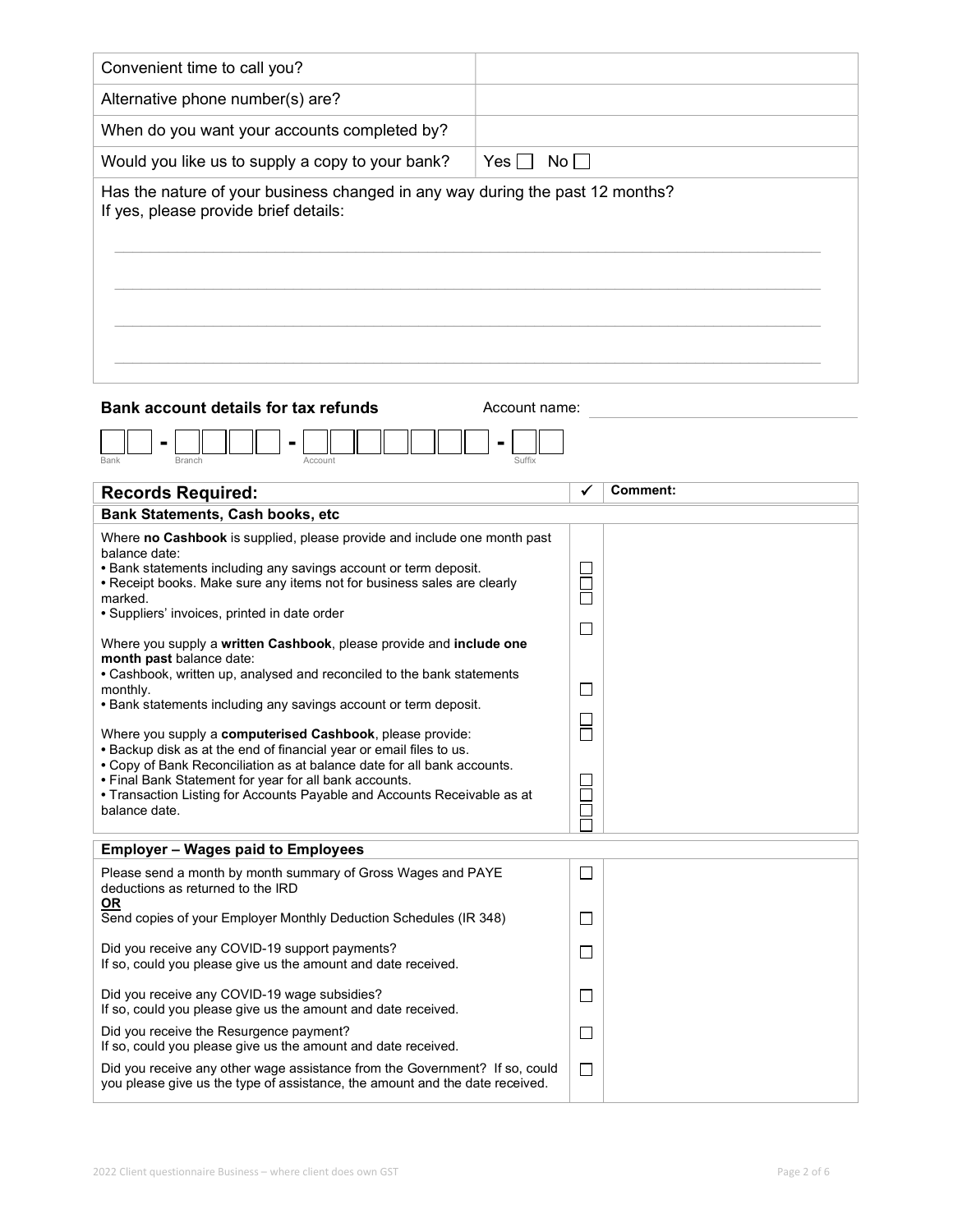| | |
|---|---|
| Convenient time to call you? | |
| Alternative phone number(s) are? | |
| When do you want your accounts completed by? | |
| Would you like us to supply a copy to your bank? | Yes ☐ No ☐ |

Has the nature of your business changed in any way during the past 12 months?
If yes, please provide brief details:

______________________________________________________________________

______________________________________________________________________

______________________________________________________________________

______________________________________________________________________

**Bank account details for tax refunds** Account name: ____________________

☐☐ - ☐☐☐☐ - ☐☐☐☐☐☐☐ - ☐☐☐
Bank Branch Account Suffix

| Records Required: | ✓ | Comment: |
|---|---|---|
| **Bank Statements, Cash books, etc** | | |
| Where **no Cashbook** is supplied, please provide and include one month past balance date: | | |
| • Bank statements including any savings account or term deposit. | ☐ | |
| • Receipt books. Make sure any items not for business sales are clearly marked. | ☐ ☐ | |
| • Suppliers' invoices, printed in date order | ☐ | |
| Where you supply a **written Cashbook**, please provide and **include one month past** balance date: | | |
| • Cashbook, written up, analysed and reconciled to the bank statements monthly. | ☐ | |
| • Bank statements including any savings account or term deposit. | ☐ | |
| Where you supply a **computerised Cashbook**, please provide: | ☐ | |
| • Backup disk as at the end of financial year or email files to us. | ☐ | |
| • Copy of Bank Reconciliation as at balance date for all bank accounts. | ☐ | |
| • Final Bank Statement for year for all bank accounts. | ☐ | |
| • Transaction Listing for Accounts Payable and Accounts Receivable as at balance date. | ☐ ☐ | |
| **Employer – Wages paid to Employees** | | |
| Please send a month by month summary of Gross Wages and PAYE deductions as returned to the IRD | ☐ | |
| **OR** | | |
| Send copies of your Employer Monthly Deduction Schedules (IR 348) | ☐ | |
| Did you receive any COVID-19 support payments? If so, could you please give us the amount and date received. | ☐ | |
| Did you receive any COVID-19 wage subsidies? If so, could you please give us the amount and date received. | ☐ | |
| Did you receive the Resurgence payment? If so, could you please give us the amount and date received. | ☐ | |
| Did you receive any other wage assistance from the Government? If so, could you please give us the type of assistance, the amount and the date received. | ☐ | |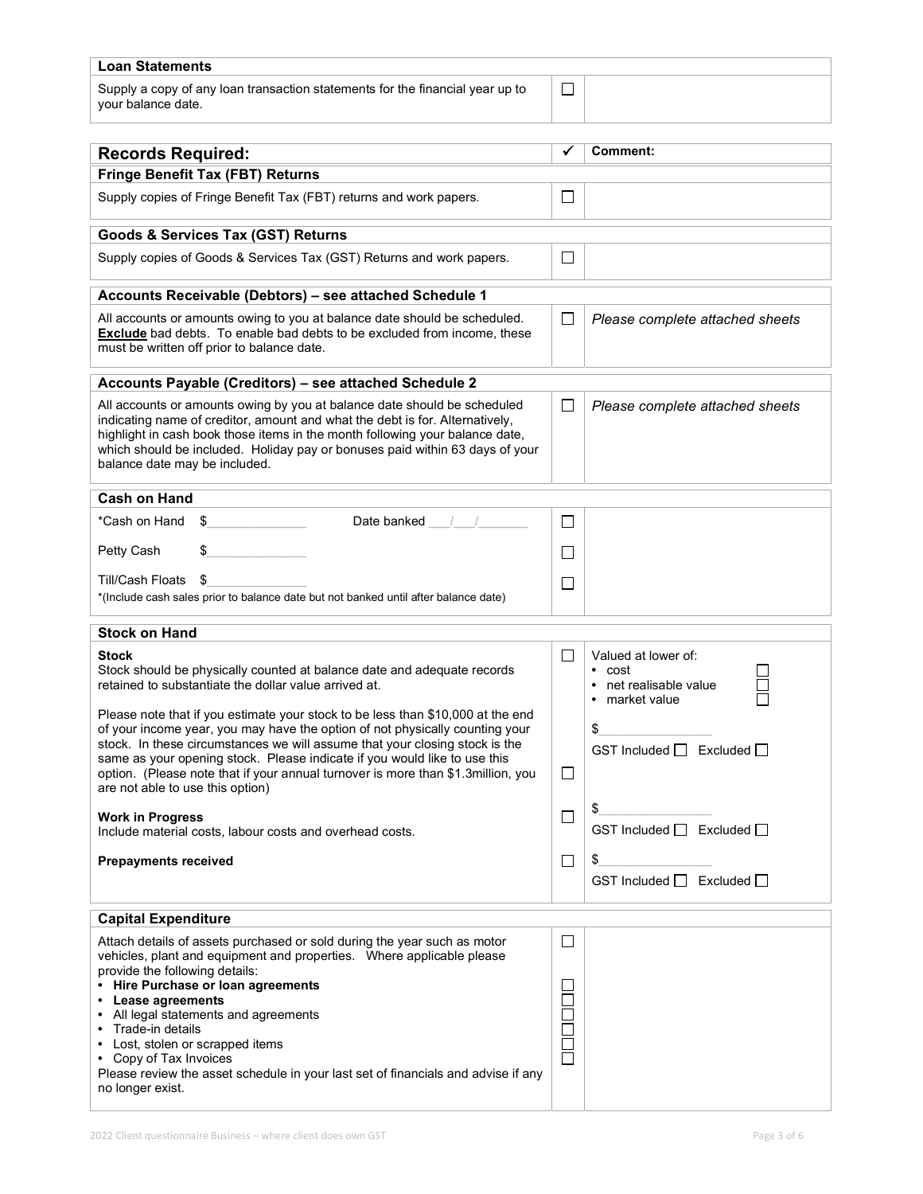| Loan Statements | | |
|---|---|---|
| Supply a copy of any loan transaction statements for the financial year up to your balance date. | ☐ | |

| Records Required: | ✓ | Comment: |
|---|---|---|
| **Fringe Benefit Tax (FBT) Returns** | | |
| Supply copies of Fringe Benefit Tax (FBT) returns and work papers. | ☐ | |
| **Goods & Services Tax (GST) Returns** | | |
| Supply copies of Goods & Services Tax (GST) Returns and work papers. | ☐ | |
| **Accounts Receivable (Debtors) – see attached Schedule 1** | | |
| All accounts or amounts owing to you at balance date should be scheduled. **Exclude** bad debts. To enable bad debts to be excluded from income, these must be written off prior to balance date. | ☐ | *Please complete attached sheets* |
| **Accounts Payable (Creditors) – see attached Schedule 2** | | |
| All accounts or amounts owing by you at balance date should be scheduled indicating name of creditor, amount and what the debt is for. Alternatively, highlight in cash book those items in the month following your balance date, which should be included. Holiday pay or bonuses paid within 63 days of your balance date may be included. | ☐ | *Please complete attached sheets* |
| **Cash on Hand** | | |
| *Cash on Hand $________ Date banked ___/___/______ | ☐ | |
| Petty Cash $________ | ☐ | |
| Till/Cash Floats $________<br>*(Include cash sales prior to balance date but not banked until after balance date) | ☐ | |
| **Stock on Hand** | | |
| **Stock**<br>Stock should be physically counted at balance date and adequate records retained to substantiate the dollar value arrived at. | ☐ | Valued at lower of:<br>• cost ☐<br>• net realisable value ☐<br>• market value ☐ |
| Please note that if you estimate your stock to be less than $10,000 at the end of your income year, you may have the option of not physically counting your stock. In these circumstances we will assume that your closing stock is the same as your opening stock. Please indicate if you would like to use this option. (Please note that if your annual turnover is more than $1.3million, you are not able to use this option) | ☐ | $________<br>GST Included ☐ Excluded ☐ |
| **Work in Progress**<br>Include material costs, labour costs and overhead costs. | ☐ | $________<br>GST Included ☐ Excluded ☐ |
| **Prepayments received** | ☐ | $________<br>GST Included ☐ Excluded ☐ |
| **Capital Expenditure** | | |
| Attach details of assets purchased or sold during the year such as motor vehicles, plant and equipment and properties. Where applicable please provide the following details: | ☐ | |
| • **Hire Purchase or loan agreements** | ☐ | |
| • **Lease agreements** | ☐ | |
| • All legal statements and agreements | ☐ | |
| • Trade-in details | ☐ | |
| • Lost, stolen or scrapped items | ☐ | |
| • Copy of Tax Invoices<br>Please review the asset schedule in your last set of financials and advise if any no longer exist. | ☐ | |

2022 Client questionnaire Business – where client does own GST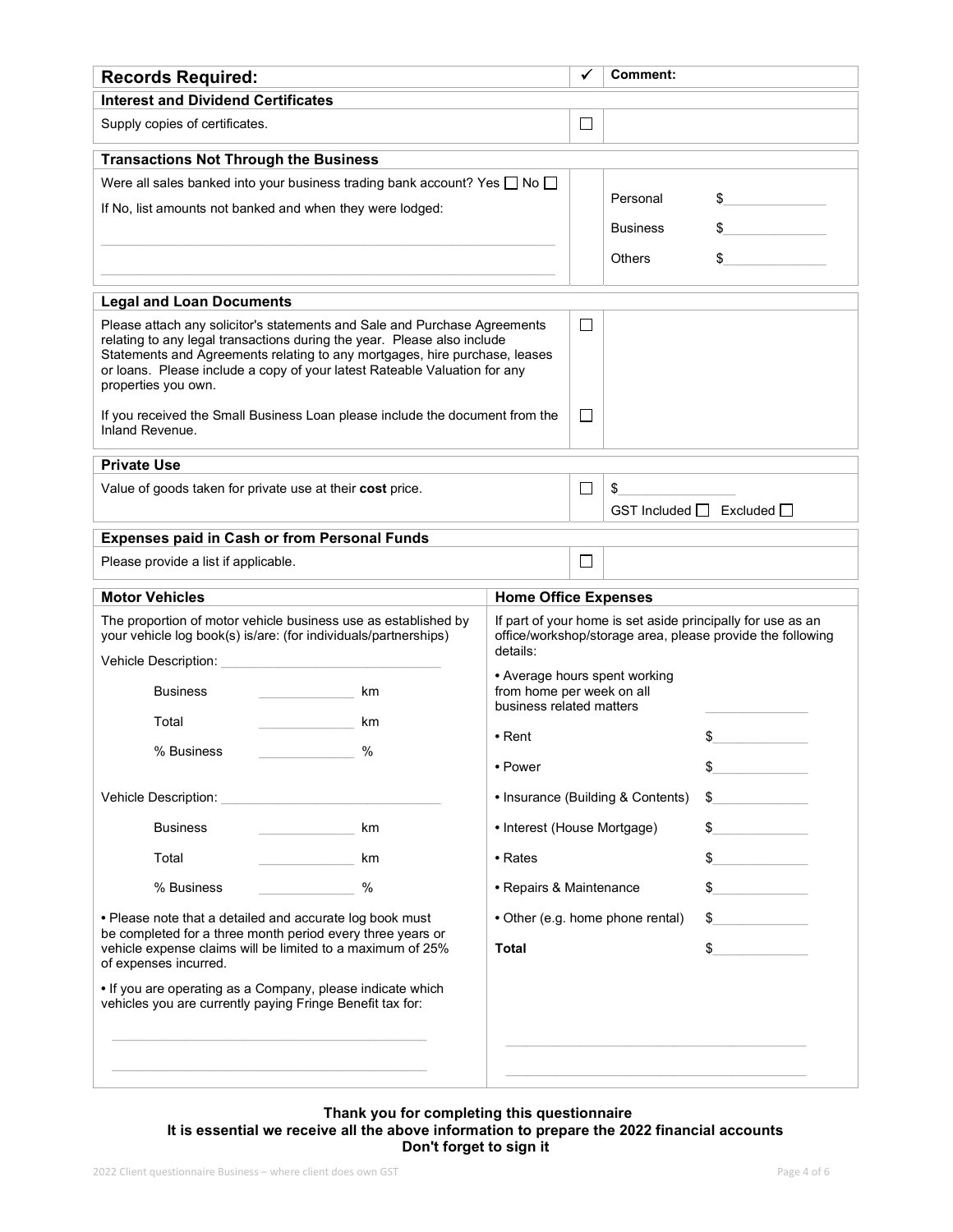| Records Required: | ✓ | Comment: |
|---|---|---|
| **Interest and Dividend Certificates** | | |
| Supply copies of certificates. | ☐ | |

| **Transactions Not Through the Business** | | |
|---|---|---|
| Were all sales banked into your business trading bank account? Yes ☐ No ☐<br>If No, list amounts not banked and when they were lodged:<br>\_\_\_\_\_\_\_\_\_\_\_\_\_\_\_\_\_\_\_\_\_\_\_\_\_\_\_\_\_\_\_\_\_\_\_\_\_\_\_\_<br>\_\_\_\_\_\_\_\_\_\_\_\_\_\_\_\_\_\_\_\_\_\_\_\_\_\_\_\_\_\_\_\_\_\_\_\_\_\_\_\_ | | Personal $\_\_\_\_\_\_\_\_<br>Business $\_\_\_\_\_\_\_\_<br>Others $\_\_\_\_\_\_\_\_ |

| **Legal and Loan Documents** | | |
|---|---|---|
| Please attach any solicitor's statements and Sale and Purchase Agreements relating to any legal transactions during the year. Please also include Statements and Agreements relating to any mortgages, hire purchase, leases or loans. Please include a copy of your latest Rateable Valuation for any properties you own. | ☐ | |
| If you received the Small Business Loan please include the document from the Inland Revenue. | ☐ | |

| **Private Use** | | |
|---|---|---|
| Value of goods taken for private use at their **cost** price. | ☐ | $\_\_\_\_\_\_\_\_<br>GST Included ☐ Excluded ☐ |

| **Expenses paid in Cash or from Personal Funds** | | |
|---|---|---|
| Please provide a list if applicable. | ☐ | |

**Motor Vehicles**

The proportion of motor vehicle business use as established by your vehicle log book(s) is/are: (for individuals/partnerships)

Vehicle Description: \_\_\_\_\_\_\_\_\_\_\_\_\_\_\_\_\_\_\_\_

| | | |
|---|---|---|
| Business | \_\_\_\_\_\_\_\_ | km |
| Total | \_\_\_\_\_\_\_\_ | km |
| % Business | \_\_\_\_\_\_\_\_ | % |

Vehicle Description: \_\_\_\_\_\_\_\_\_\_\_\_\_\_\_\_\_\_\_\_

| | | |
|---|---|---|
| Business | \_\_\_\_\_\_\_\_ | km |
| Total | \_\_\_\_\_\_\_\_ | km |
| % Business | \_\_\_\_\_\_\_\_ | % |

- Please note that a detailed and accurate log book must be completed for a three month period every three years or vehicle expense claims will be limited to a maximum of 25% of expenses incurred.
- If you are operating as a Company, please indicate which vehicles you are currently paying Fringe Benefit tax for:

\_\_\_\_\_\_\_\_\_\_\_\_\_\_\_\_\_\_\_\_\_\_\_\_\_\_\_\_\_\_\_\_\_\_\_\_\_\_\_\_

\_\_\_\_\_\_\_\_\_\_\_\_\_\_\_\_\_\_\_\_\_\_\_\_\_\_\_\_\_\_\_\_\_\_\_\_\_\_\_\_

**Home Office Expenses**

If part of your home is set aside principally for use as an office/workshop/storage area, please provide the following details:

| | |
|---|---|
| • Average hours spent working from home per week on all business related matters | \_\_\_\_\_\_\_\_ |
| • Rent | $\_\_\_\_\_\_\_\_ |
| • Power | $\_\_\_\_\_\_\_\_ |
| • Insurance (Building & Contents) | $\_\_\_\_\_\_\_\_ |
| • Interest (House Mortgage) | $\_\_\_\_\_\_\_\_ |
| • Rates | $\_\_\_\_\_\_\_\_ |
| • Repairs & Maintenance | $\_\_\_\_\_\_\_\_ |
| • Other (e.g. home phone rental) | $\_\_\_\_\_\_\_\_ |
| **Total** | $\_\_\_\_\_\_\_\_ |

\_\_\_\_\_\_\_\_\_\_\_\_\_\_\_\_\_\_\_\_\_\_\_\_\_\_\_\_\_\_\_\_\_\_\_\_\_\_\_\_

\_\_\_\_\_\_\_\_\_\_\_\_\_\_\_\_\_\_\_\_\_\_\_\_\_\_\_\_\_\_\_\_\_\_\_\_\_\_\_\_

**Thank you for completing this questionnaire**
**It is essential we receive all the above information to prepare the 2022 financial accounts**
**Don't forget to sign it**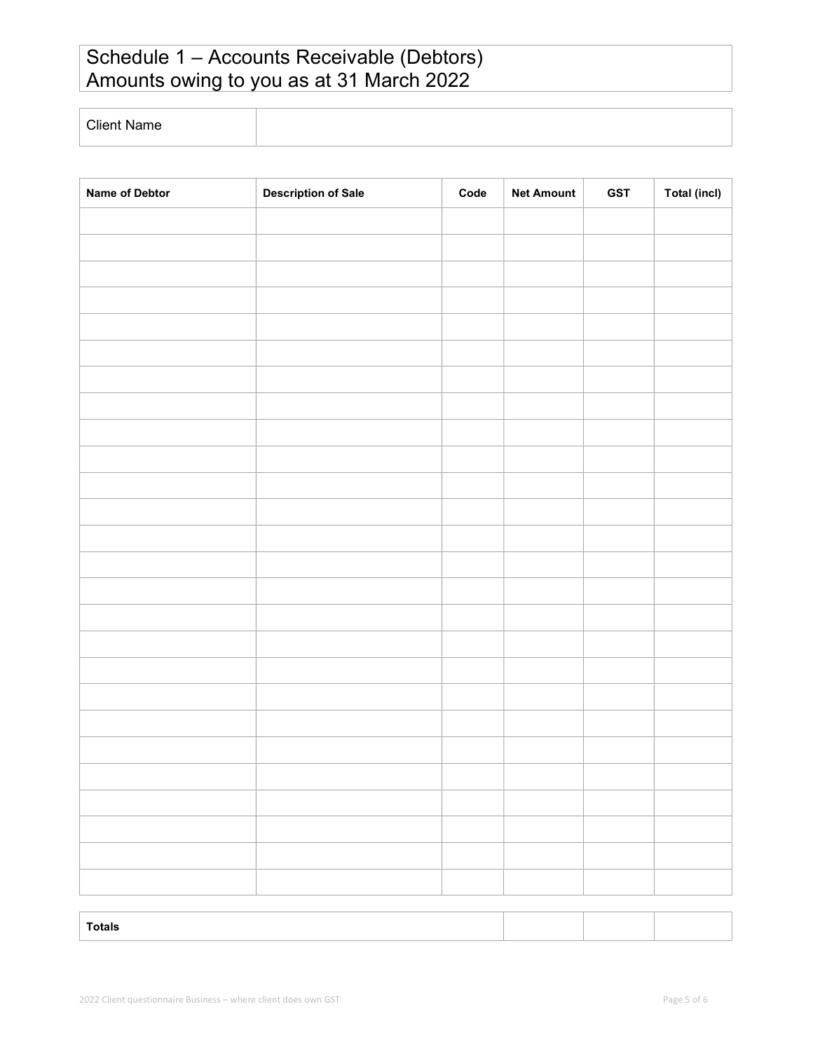# Schedule 1 – Accounts Receivable (Debtors)
# Amounts owing to you as at 31 March 2022

| Client Name | |
|---|---|

| Name of Debtor | Description of Sale | Code | Net Amount | GST | Total (incl) |
|---|---|---|---|---|---|
| | | | | | |
| | | | | | |
| | | | | | |
| | | | | | |
| | | | | | |
| | | | | | |
| | | | | | |
| | | | | | |
| | | | | | |
| | | | | | |
| | | | | | |
| | | | | | |
| | | | | | |
| | | | | | |
| | | | | | |
| | | | | | |
| | | | | | |
| | | | | | |
| | | | | | |
| | | | | | |
| | | | | | |
| | | | | | |
| | | | | | |
| | | | | | |
| | | | | | |
| | | | | | |

| **Totals** | | | |
|---|---|---|---|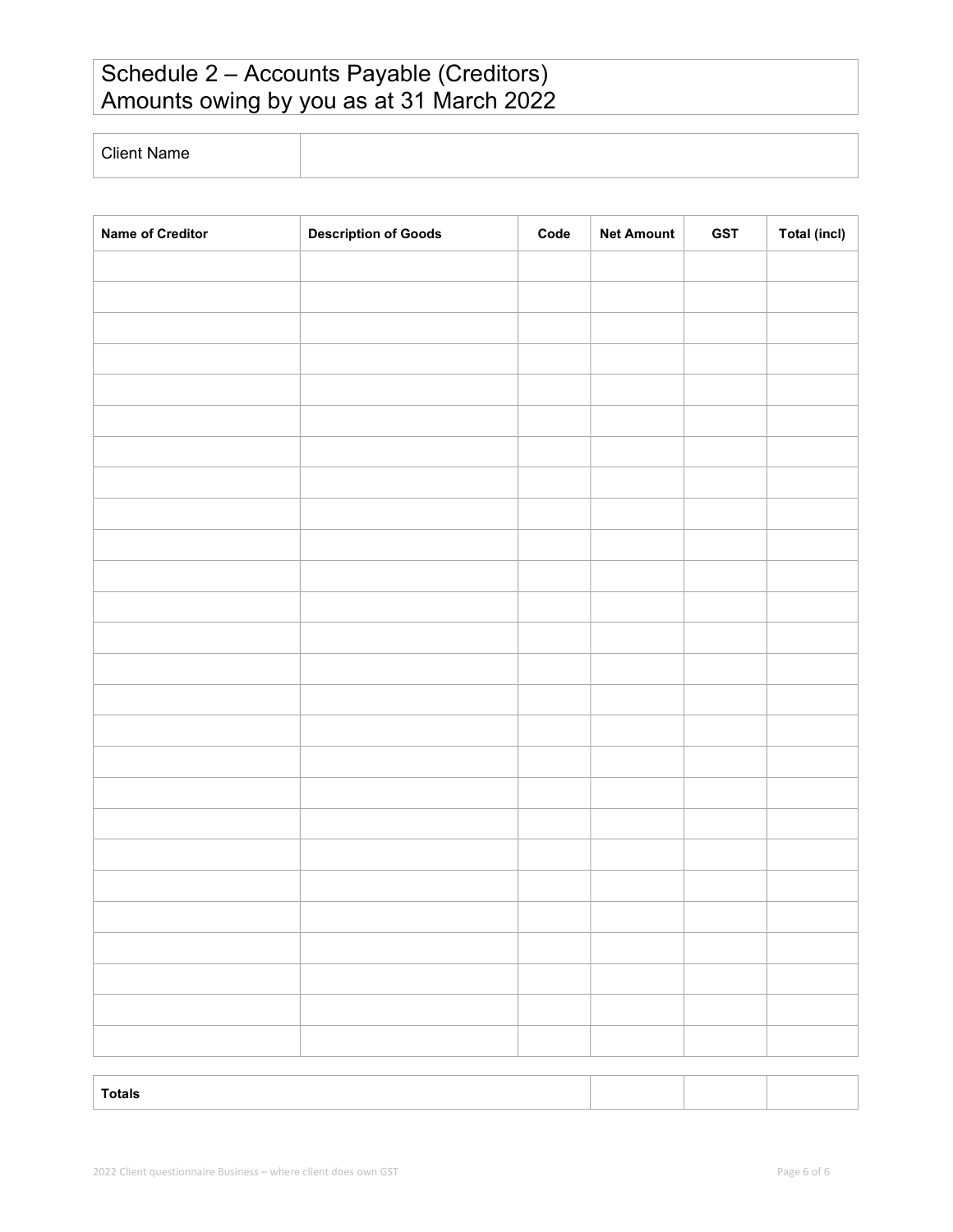# Schedule 2 – Accounts Payable (Creditors)
# Amounts owing by you as at 31 March 2022

| Client Name | |
|---|---|

| Name of Creditor | Description of Goods | Code | Net Amount | GST | Total (incl) |
|---|---|---|---|---|---|
| | | | | | |
| | | | | | |
| | | | | | |
| | | | | | |
| | | | | | |
| | | | | | |
| | | | | | |
| | | | | | |
| | | | | | |
| | | | | | |
| | | | | | |
| | | | | | |
| | | | | | |
| | | | | | |
| | | | | | |
| | | | | | |
| | | | | | |
| | | | | | |
| | | | | | |
| | | | | | |
| | | | | | |
| | | | | | |
| | | | | | |
| | | | | | |
| | | | | | |
| | | | | | |

| Totals | | | |
|---|---|---|---|

2022 Client questionnaire Business – where client does own GST